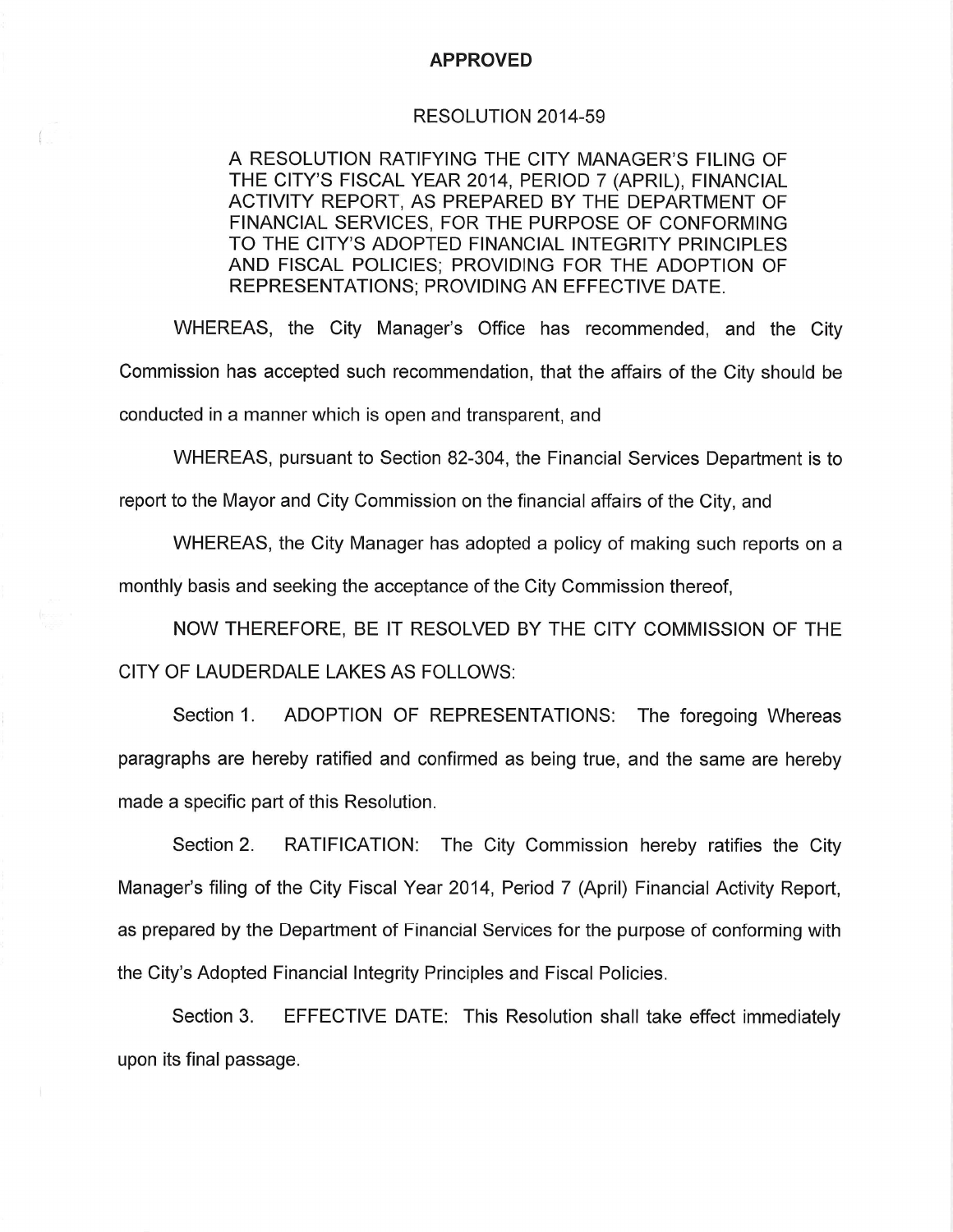**APPROVED**

RESOLUTION 2014-59

A RESOLUTION RATIFYING THE CITY MANAGER'S FILING OF THE CITY'S FISCAL YEAR 2014, PERIOD 7 (APRIL), FINANCIAL ACTIVITY REPORT, AS PREPARED BY THE DEPARTMENT OF FINANCIAL SERVICES, FOR THE PURPOSE OF CONFORMING TO THE CITY'S ADOPTED FINANCIAL INTEGRITY PRINCIPLES AND FISCAL POLICIES; PROVIDING FOR THE ADOPTION OF REPRESENTATIONS; PROVIDING AN EFFECTIVE DATE.

WHEREAS, the City Manager's Office has recommended, and the City Commission has accepted such recommendation, that the affairs of the City should be conducted in a manner which is open and transparent, and

WHEREAS, pursuant to Section 82-304, the Financial Services Department is to report to the Mayor and City Commission on the financial affairs of the City, and

WHEREAS, the City Manager has adopted a policy of making such reports on a monthly basis and seeking the acceptance of the City Commission thereof,

NOW THEREFORE, BE IT RESOLVED BY THE CITY COMMISSION OF THE CITY OF LAUDERDALE LAKES AS FOLLOWS:

Section 1. ADOPTION OF REPRESENTATIONS: The foregoing Whereas paragraphs are hereby ratified and confirmed as being true, and the same are hereby made a specific part of this Resolution.

Section 2. RATIFICATION: The City Commission hereby ratifies the City Manager's filing of the City Fiscal Year 2014, Period 7 (April) Financial Activity Report, as prepared by the Department of Financial Services for the purpose of conforming with the City's Adopted Financial Integrity Principles and Fiscal Policies.

Section 3. EFFECTIVE DATE: This Resolution shall take effect immediately upon its final passage.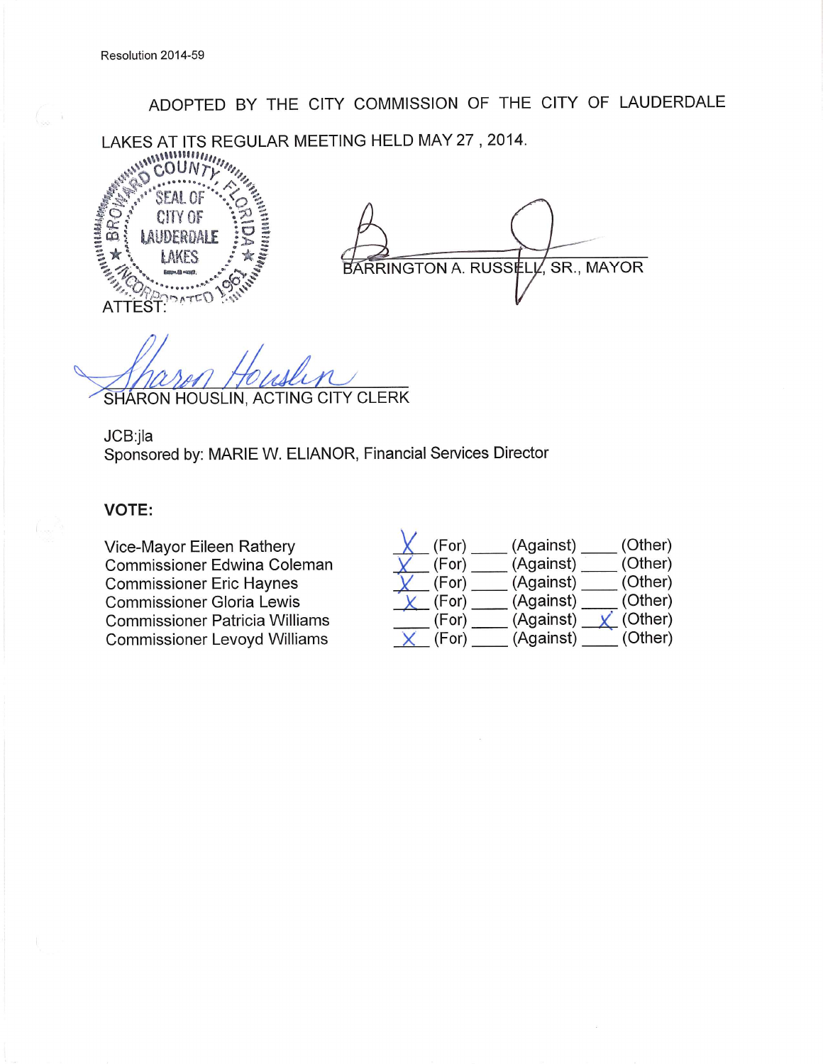Resolution 2014-59

ADOPTED BY THE CITY COMMISSION OF THE CITY OF LAUDERDALE LAKES AT ITS REGULAR MEETING HELD MAY 27 , 2014.

BARRINGTON A. RUSSELL, SR., MAYOR

ATTEST:

SHARON HOUSLIN, ACTING CITY CLERK

JCB:jla
Sponsored by: MARIE W. ELIANOR, Financial Services Director

**VOTE:**

| | For | Against | Other |
|---|---|---|---|
| Vice-Mayor Eileen Rathery | X | | |
| Commissioner Edwina Coleman | X | | |
| Commissioner Eric Haynes | X | | |
| Commissioner Gloria Lewis | X | | |
| Commissioner Patricia Williams | | | X |
| Commissioner Levoyd Williams | X | | |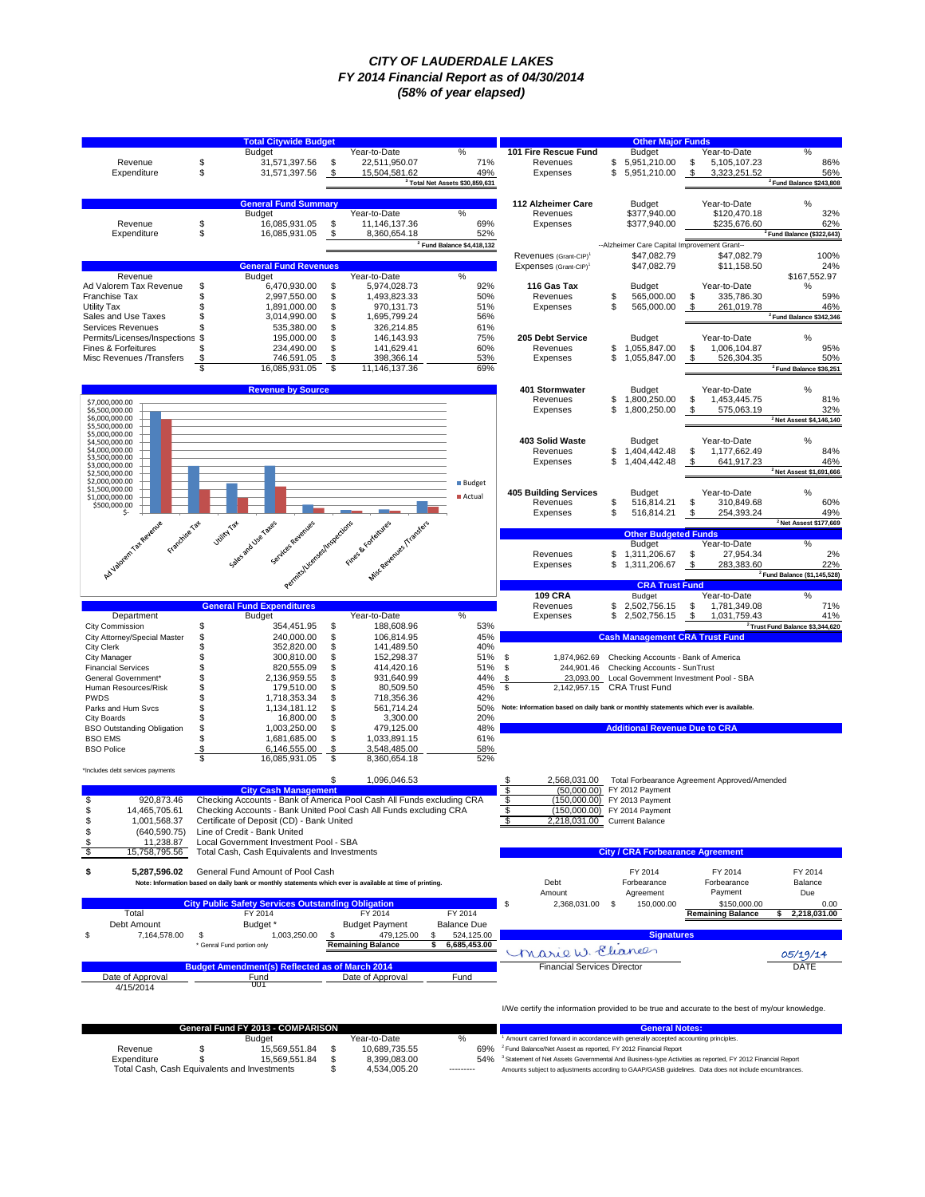# CITY OF LAUDERDALE LAKES
## FY 2014 Financial Report as of 04/30/2014
### (58% of year elapsed)

**Total Citywide Budget**

| | Budget | Year-to-Date | % |
|---|---|---|---|
| Revenue | $ 31,571,397.56 | $ 22,511,950.07 | 71% |
| Expenditure | $ 31,571,397.56 | $ 15,504,581.62 | 49% |

[3] Total Net Assets $30,859,631

**General Fund Summary**

| | Budget | Year-to-Date | % |
|---|---|---|---|
| Revenue | $ 16,085,931.05 | $ 11,146,137.36 | 69% |
| Expenditure | $ 16,085,931.05 | $ 8,360,654.18 | 52% |

[2] Fund Balance $4,418,132

**General Fund Revenues**

| Revenue | Budget | Year-to-Date | % |
|---|---|---|---|
| Ad Valorem Tax Revenue | $ 6,470,930.00 | $ 5,974,028.73 | 92% |
| Franchise Tax | $ 2,997,550.00 | $ 1,493,823.33 | 50% |
| Utility Tax | $ 1,891,000.00 | $ 970,131.73 | 51% |
| Sales and Use Taxes | $ 3,014,990.00 | $ 1,695,799.24 | 56% |
| Services Revenues | $ 535,380.00 | $ 326,214.85 | 61% |
| Permits/Licenses/Inspections | $ 195,000.00 | $ 146,143.93 | 75% |
| Fines & Forfeitures | $ 234,490.00 | $ 141,629.41 | 60% |
| Misc Revenues /Transfers | $ 746,591.05 | $ 398,366.14 | 53% |
| | $ 16,085,931.05 | $ 11,146,137.36 | 69% |

**Revenue by Source**

$7,000,000.00
$6,500,000.00
$6,000,000.00
$5,500,000.00
$5,000,000.00
$4,500,000.00
$4,000,000.00
$3,500,000.00
$3,000,000.00
$2,500,000.00
$2,000,000.00
$1,500,000.00
$1,000,000.00
$500,000.00
$-

Budget
Actual

Ad Valorem Tax Revenue, Franchise Tax, Utility Tax, Sales and Use Taxes, Services Revenues, Permits/Licenses/Inspections, Fines & Forfeitures, Misc Revenues /Transfers

**General Fund Expenditures**

| Department | Budget | Year-to-Date | % |
|---|---|---|---|
| City Commission | $ 354,451.95 | $ 188,608.96 | 53% |
| City Attorney/Special Master | $ 240,000.00 | $ 106,814.95 | 45% |
| City Clerk | $ 352,820.00 | $ 141,489.50 | 40% |
| City Manager | $ 300,810.00 | $ 152,298.37 | 51% |
| Financial Services | $ 820,555.09 | $ 414,420.16 | 51% |
| General Government* | $ 2,136,959.55 | $ 931,640.99 | 44% |
| Human Resources/Risk | $ 179,510.00 | $ 80,509.50 | 45% |
| PWDS | $ 1,718,353.34 | $ 718,356.36 | 42% |
| Parks and Hum Svcs | $ 1,134,181.12 | $ 561,714.24 | 50% |
| City Boards | $ 16,800.00 | $ 3,300.00 | 20% |
| BSO Outstanding Obligation | $ 1,003,250.00 | $ 479,125.00 | 48% |
| BSO EMS | $ 1,681,685.00 | $ 1,033,891.15 | 61% |
| BSO Police | $ 6,146,555.00 | $ 3,548,485.00 | 58% |
| | $ 16,085,931.05 | $ 8,360,654.18 | 52% |

*Includes debt services payments

$ 1,096,046.53

**City Cash Management**

| | |
|---|---|
| $ 920,873.46 | Checking Accounts - Bank of America Pool Cash All Funds excluding CRA |
| $ 14,465,705.61 | Checking Accounts - Bank United Pool Cash All Funds excluding CRA |
| $ 1,001,568.37 | Certificate of Deposit (CD) - Bank United |
| $ (640,590.75) | Line of Credit - Bank United |
| $ 11,238.87 | Local Government Investment Pool - SBA |
| $ 15,758,795.56 | Total Cash, Cash Equivalents and Investments |

**$ 5,287,596.02** General Fund Amount of Pool Cash

Note: Information based on daily bank or monthly statements which ever is available at time of printing.

**City Public Safety Services Outstanding Obligation**

| Total Debt Amount | FY 2014 Budget * | FY 2014 Budget Payment | FY 2014 Balance Due |
|---|---|---|---|
| $ 7,164,578.00 | $ 1,003,250.00 | $ 479,125.00 | $ 524,125.00 |
| | * Genral Fund portion only | Remaining Balance | $ 6,685,453.00 |

**Budget Amendment(s) Reflected as of March 2014**

| Date of Approval | Fund | Date of Approval | Fund |
|---|---|---|---|
| 4/15/2014 | 001 | | |

**Other Major Funds**

| 101 Fire Rescue Fund | Budget | Year-to-Date | % |
|---|---|---|---|
| Revenues | $ 5,951,210.00 | $ 5,105,107.23 | 86% |
| Expenses | $ 5,951,210.00 | $ 3,323,251.52 | 56% |

[2] Fund Balance $243,808

| 112 Alzheimer Care | Budget | Year-to-Date | % |
|---|---|---|---|
| Revenues | $377,940.00 | $120,470.18 | 32% |
| Expenses | $377,940.00 | $235,676.60 | 62% |

[2] Fund Balance ($322,643)

--Alzheimer Care Capital Improvement Grant--

| | | | |
|---|---|---|---|
| Revenues (Grant-CIP)[1] | $47,082.79 | $47,082.79 | 100% |
| Expenses (Grant-CIP)[1] | $47,082.79 | $11,158.50 | 24% |

$167,552.97

| 116 Gas Tax | Budget | Year-to-Date | % |
|---|---|---|---|
| Revenues | $ 565,000.00 | $ 335,786.30 | 59% |
| Expenses | $ 565,000.00 | $ 261,019.78 | 46% |

[2] Fund Balance $342,346

| 205 Debt Service | Budget | Year-to-Date | % |
|---|---|---|---|
| Revenues | $ 1,055,847.00 | $ 1,006,104.87 | 95% |
| Expenses | $ 1,055,847.00 | $ 526,304.35 | 50% |

[2] Fund Balance $36,251

| 401 Stormwater | Budget | Year-to-Date | % |
|---|---|---|---|
| Revenues | $ 1,800,250.00 | $ 1,453,445.75 | 81% |
| Expenses | $ 1,800,250.00 | $ 575,063.19 | 32% |

[2] Net Assest $4,146,140

| 403 Solid Waste | Budget | Year-to-Date | % |
|---|---|---|---|
| Revenues | $ 1,404,442.48 | $ 1,177,662.49 | 84% |
| Expenses | $ 1,404,442.48 | $ 641,917.23 | 46% |

[2] Net Assest $1,691,666

| 405 Building Services | Budget | Year-to-Date | % |
|---|---|---|---|
| Revenues | $ 516,814.21 | $ 310,849.68 | 60% |
| Expenses | $ 516,814.21 | $ 254,393.24 | 49% |

[2] Net Assest $177,669

**Other Budgeted Funds**

| | Budget | Year-to-Date | % |
|---|---|---|---|
| Revenues | $ 1,311,206.67 | $ 27,954.34 | 2% |
| Expenses | $ 1,311,206.67 | $ 283,383.60 | 22% |

[2] Fund Balance ($1,145,528)

**CRA Trust Fund**

| 109 CRA | Budget | Year-to-Date | % |
|---|---|---|---|
| Revenues | $ 2,502,756.15 | $ 1,781,349.08 | 71% |
| Expenses | $ 2,502,756.15 | $ 1,031,759.43 | 41% |

[2] Trust Fund Balance $3,344,620

**Cash Management CRA Trust Fund**

| | |
|---|---|
| $ 1,874,962.69 | Checking Accounts - Bank of America |
| $ 244,901.46 | Checking Accounts - SunTrust |
| $ 23,093.00 | Local Government Investment Pool - SBA |
| $ 2,142,957.15 | CRA Trust Fund |

Note: Information based on daily bank or monthly statements which ever is available.

**Additional Revenue Due to CRA**

| | |
|---|---|
| $ 2,568,031.00 | Total Forbearance Agreement Approved/Amended |
| $ (50,000.00) | FY 2012 Payment |
| $ (150,000.00) | FY 2013 Payment |
| $ (150,000.00) | FY 2014 Payment |
| $ 2,218,031.00 | Current Balance |

**City / CRA Forbearance Agreement**

| Debt Amount | FY 2014 Forbearance Agreement | FY 2014 Forbearance Payment | FY 2014 Balance Due |
|---|---|---|---|
| $ 2,368,031.00 | $ 150,000.00 | $150,000.00 | 0.00 |
| | | Remaining Balance | $ 2,218,031.00 |

**Signatures**

Marie W. Elianor — 05/19/14

Financial Services Director — DATE

I/We certify the information provided to be true and accurate to the best of my/our knowledge.

**General Fund FY 2013 - COMPARISON**

| | Budget | Year-to-Date | % |
|---|---|---|---|
| Revenue | $ 15,569,551.84 | $ 10,689,735.55 | 69% |
| Expenditure | $ 15,569,551.84 | $ 8,399,083.00 | 54% |
| Total Cash, Cash Equivalents and Investments | | $ 4,534,005.20 | --------- |

**General Notes:**

[1] Amount carried forward in accordance with generally accepted accounting principles.
[2] Fund Balance/Net Assest as reported, FY 2012 Financial Report
[3] Statement of Net Assets Governmental And Business-type Activities as reported, FY 2012 Financial Report
Amounts subject to adjustments according to GAAP/GASB guidelines. Data does not include encumbrances.